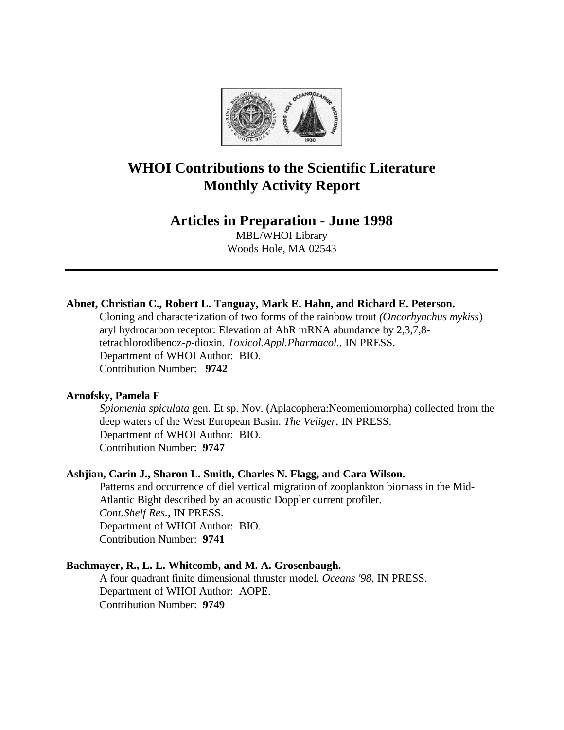# WHOI Contributions to the Scientific Literature
# Monthly Activity Report

## Articles in Preparation - June 1998

MBL/WHOI Library
Woods Hole, MA 02543

---

**Abnet, Christian C., Robert L. Tanguay, Mark E. Hahn, and Richard E. Peterson.**
Cloning and characterization of two forms of the rainbow trout *(Oncorhynchus mykiss*) aryl hydrocarbon receptor: Elevation of AhR mRNA abundance by 2,3,7,8-tetrachlorodibenoz-*p*-dioxin. *Toxicol.Appl.Pharmacol.*, IN PRESS.
Department of WHOI Author: BIO.
Contribution Number: **9742**

**Arnofsky, Pamela F**
*Spiomenia spiculata* gen. Et sp. Nov. (Aplacophera:Neomeniomorpha) collected from the deep waters of the West European Basin. *The Veliger*, IN PRESS.
Department of WHOI Author: BIO.
Contribution Number: **9747**

**Ashjian, Carin J., Sharon L. Smith, Charles N. Flagg, and Cara Wilson.**
Patterns and occurrence of diel vertical migration of zooplankton biomass in the Mid-Atlantic Bight described by an acoustic Doppler current profiler. *Cont.Shelf Res.*, IN PRESS.
Department of WHOI Author: BIO.
Contribution Number: **9741**

**Bachmayer, R., L. L. Whitcomb, and M. A. Grosenbaugh.**
A four quadrant finite dimensional thruster model. *Oceans '98*, IN PRESS.
Department of WHOI Author: AOPE.
Contribution Number: **9749**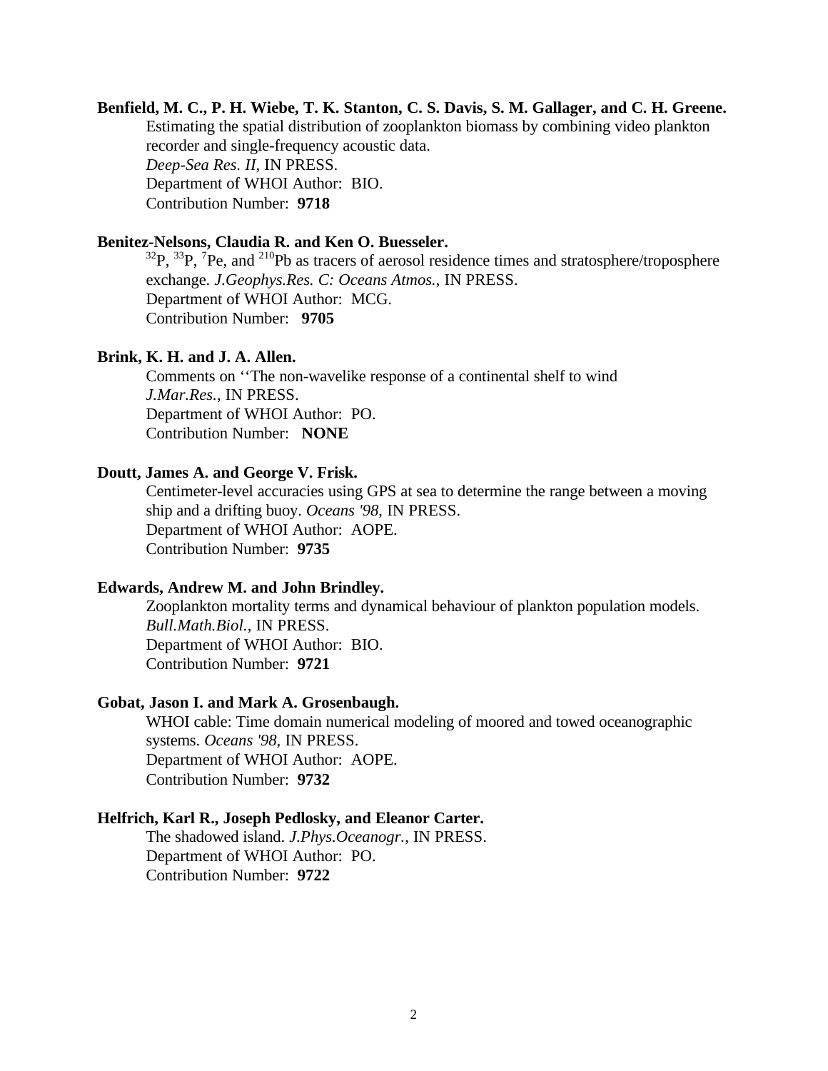**Benfield, M. C., P. H. Wiebe, T. K. Stanton, C. S. Davis, S. M. Gallager, and C. H. Greene.**
Estimating the spatial distribution of zooplankton biomass by combining video plankton recorder and single-frequency acoustic data.
*Deep-Sea Res. II*, IN PRESS.
Department of WHOI Author: BIO.
Contribution Number: **9718**

**Benitez-Nelsons, Claudia R. and Ken O. Buesseler.**
$^{32}P$, $^{33}P$, $^{7}Pe$, and $^{210}Pb$ as tracers of aerosol residence times and stratosphere/troposphere exchange. *J.Geophys.Res. C: Oceans Atmos.*, IN PRESS.
Department of WHOI Author: MCG.
Contribution Number: **9705**

**Brink, K. H. and J. A. Allen.**
Comments on ''The non-wavelike response of a continental shelf to wind
*J.Mar.Res.*, IN PRESS.
Department of WHOI Author: PO.
Contribution Number: **NONE**

**Doutt, James A. and George V. Frisk.**
Centimeter-level accuracies using GPS at sea to determine the range between a moving ship and a drifting buoy. *Oceans '98*, IN PRESS.
Department of WHOI Author: AOPE.
Contribution Number: **9735**

**Edwards, Andrew M. and John Brindley.**
Zooplankton mortality terms and dynamical behaviour of plankton population models.
*Bull.Math.Biol.*, IN PRESS.
Department of WHOI Author: BIO.
Contribution Number: **9721**

**Gobat, Jason I. and Mark A. Grosenbaugh.**
WHOI cable: Time domain numerical modeling of moored and towed oceanographic systems. *Oceans '98*, IN PRESS.
Department of WHOI Author: AOPE.
Contribution Number: **9732**

**Helfrich, Karl R., Joseph Pedlosky, and Eleanor Carter.**
The shadowed island. *J.Phys.Oceanogr.*, IN PRESS.
Department of WHOI Author: PO.
Contribution Number: **9722**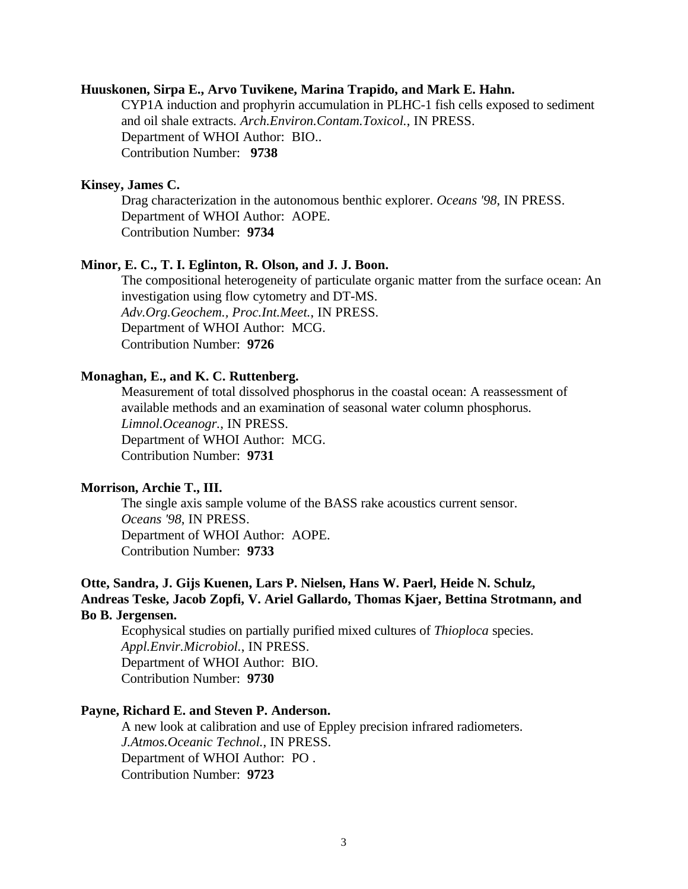**Huuskonen, Sirpa E., Arvo Tuvikene, Marina Trapido, and Mark E. Hahn.**

CYP1A induction and prophyrin accumulation in PLHC-1 fish cells exposed to sediment and oil shale extracts. *Arch.Environ.Contam.Toxicol.*, IN PRESS.
Department of WHOI Author: BIO..
Contribution Number: **9738**

**Kinsey, James C.**

Drag characterization in the autonomous benthic explorer. *Oceans '98*, IN PRESS.
Department of WHOI Author: AOPE.
Contribution Number: **9734**

**Minor, E. C., T. I. Eglinton, R. Olson, and J. J. Boon.**

The compositional heterogeneity of particulate organic matter from the surface ocean: An investigation using flow cytometry and DT-MS.
*Adv.Org.Geochem., Proc.Int.Meet.*, IN PRESS.
Department of WHOI Author: MCG.
Contribution Number: **9726**

**Monaghan, E., and K. C. Ruttenberg.**

Measurement of total dissolved phosphorus in the coastal ocean: A reassessment of available methods and an examination of seasonal water column phosphorus.
*Limnol.Oceanogr.*, IN PRESS.
Department of WHOI Author: MCG.
Contribution Number: **9731**

**Morrison, Archie T., III.**

The single axis sample volume of the BASS rake acoustics current sensor.
*Oceans '98*, IN PRESS.
Department of WHOI Author: AOPE.
Contribution Number: **9733**

**Otte, Sandra, J. Gijs Kuenen, Lars P. Nielsen, Hans W. Paerl, Heide N. Schulz, Andreas Teske, Jacob Zopfi, V. Ariel Gallardo, Thomas Kjaer, Bettina Strotmann, and Bo B. Jergensen.**

Ecophysical studies on partially purified mixed cultures of *Thioploca* species.
*Appl.Envir.Microbiol.*, IN PRESS.
Department of WHOI Author: BIO.
Contribution Number: **9730**

**Payne, Richard E. and Steven P. Anderson.**

A new look at calibration and use of Eppley precision infrared radiometers.
*J.Atmos.Oceanic Technol.*, IN PRESS.
Department of WHOI Author: PO .
Contribution Number: **9723**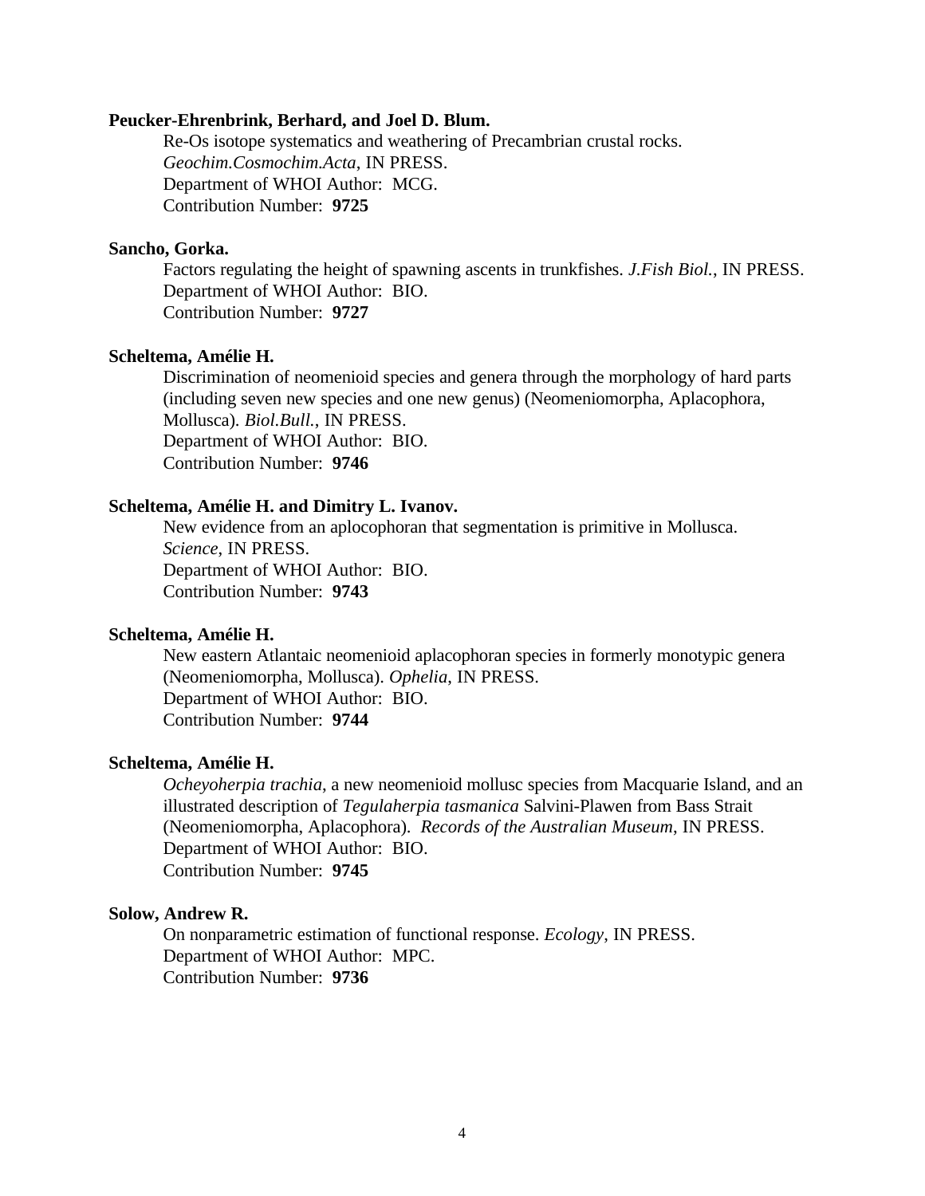**Peucker-Ehrenbrink, Berhard, and Joel D. Blum.**

Re-Os isotope systematics and weathering of Precambrian crustal rocks. *Geochim.Cosmochim.Acta*, IN PRESS.
Department of WHOI Author: MCG.
Contribution Number: **9725**

**Sancho, Gorka.**

Factors regulating the height of spawning ascents in trunkfishes. *J.Fish Biol.*, IN PRESS.
Department of WHOI Author: BIO.
Contribution Number: **9727**

**Scheltema, Amélie H.**

Discrimination of neomenioid species and genera through the morphology of hard parts (including seven new species and one new genus) (Neomeniomorpha, Aplacophora, Mollusca). *Biol.Bull.*, IN PRESS.
Department of WHOI Author: BIO.
Contribution Number: **9746**

**Scheltema, Amélie H. and Dimitry L. Ivanov.**

New evidence from an aplocophoran that segmentation is primitive in Mollusca. *Science*, IN PRESS.
Department of WHOI Author: BIO.
Contribution Number: **9743**

**Scheltema, Amélie H.**

New eastern Atlantaic neomenioid aplacophoran species in formerly monotypic genera (Neomeniomorpha, Mollusca). *Ophelia*, IN PRESS.
Department of WHOI Author: BIO.
Contribution Number: **9744**

**Scheltema, Amélie H.**

*Ocheyoherpia trachia,* a new neomenioid mollusc species from Macquarie Island, and an illustrated description of *Tegulaherpia tasmanica* Salvini-Plawen from Bass Strait (Neomeniomorpha, Aplacophora). *Records of the Australian Museum*, IN PRESS.
Department of WHOI Author: BIO.
Contribution Number: **9745**

**Solow, Andrew R.**

On nonparametric estimation of functional response. *Ecology*, IN PRESS.
Department of WHOI Author: MPC.
Contribution Number: **9736**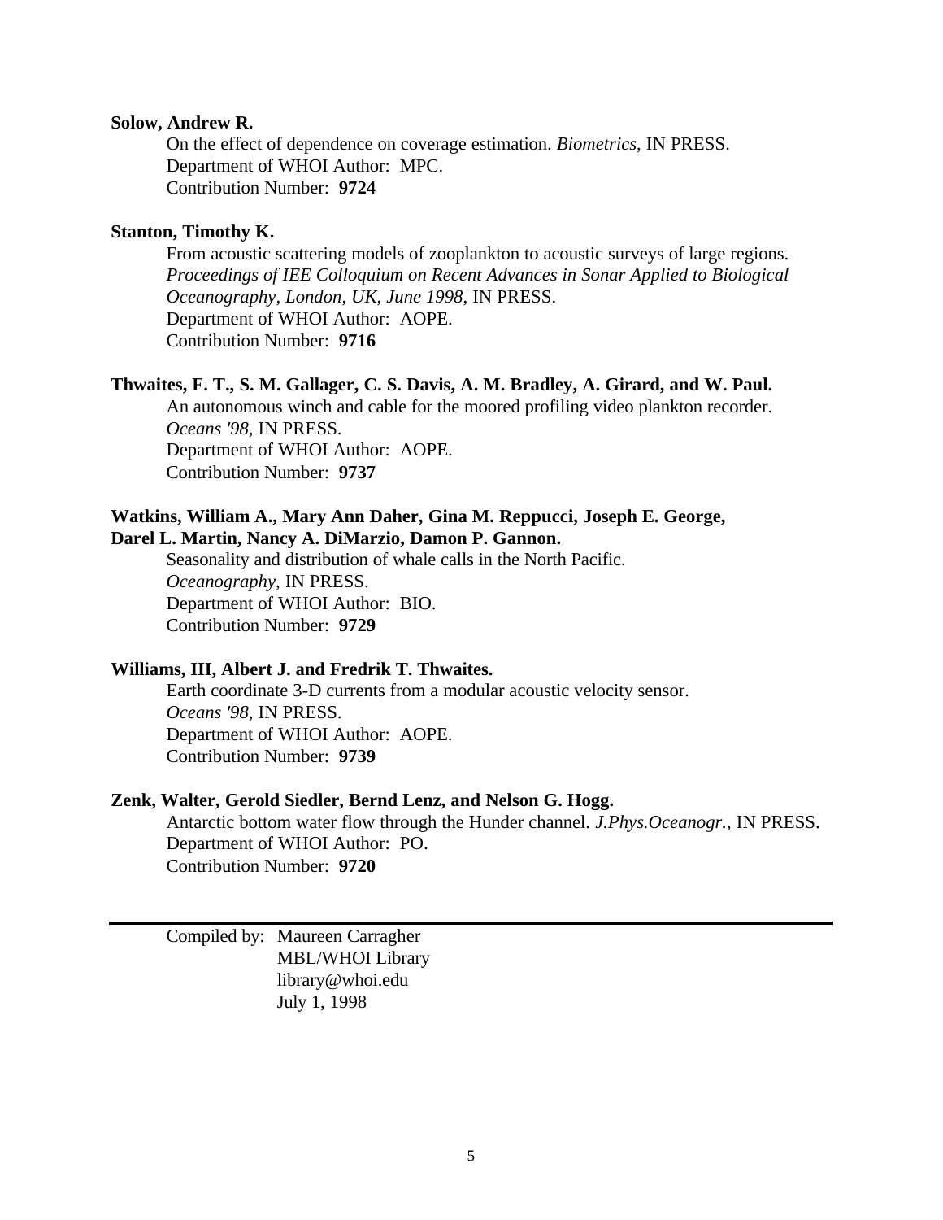**Solow, Andrew R.**

On the effect of dependence on coverage estimation. *Biometrics*, IN PRESS.
Department of WHOI Author: MPC.
Contribution Number: **9724**

**Stanton, Timothy K.**

From acoustic scattering models of zooplankton to acoustic surveys of large regions. *Proceedings of IEE Colloquium on Recent Advances in Sonar Applied to Biological Oceanography, London, UK, June 1998*, IN PRESS.
Department of WHOI Author: AOPE.
Contribution Number: **9716**

**Thwaites, F. T., S. M. Gallager, C. S. Davis, A. M. Bradley, A. Girard, and W. Paul.**

An autonomous winch and cable for the moored profiling video plankton recorder. *Oceans '98*, IN PRESS.
Department of WHOI Author: AOPE.
Contribution Number: **9737**

**Watkins, William A., Mary Ann Daher, Gina M. Reppucci, Joseph E. George, Darel L. Martin, Nancy A. DiMarzio, Damon P. Gannon.**

Seasonality and distribution of whale calls in the North Pacific. *Oceanography*, IN PRESS.
Department of WHOI Author: BIO.
Contribution Number: **9729**

**Williams, III, Albert J. and Fredrik T. Thwaites.**

Earth coordinate 3-D currents from a modular acoustic velocity sensor. *Oceans '98*, IN PRESS.
Department of WHOI Author: AOPE.
Contribution Number: **9739**

**Zenk, Walter, Gerold Siedler, Bernd Lenz, and Nelson G. Hogg.**

Antarctic bottom water flow through the Hunder channel. *J.Phys.Oceanogr.*, IN PRESS.
Department of WHOI Author: PO.
Contribution Number: **9720**

---

Compiled by: Maureen Carragher
MBL/WHOI Library
library@whoi.edu
July 1, 1998